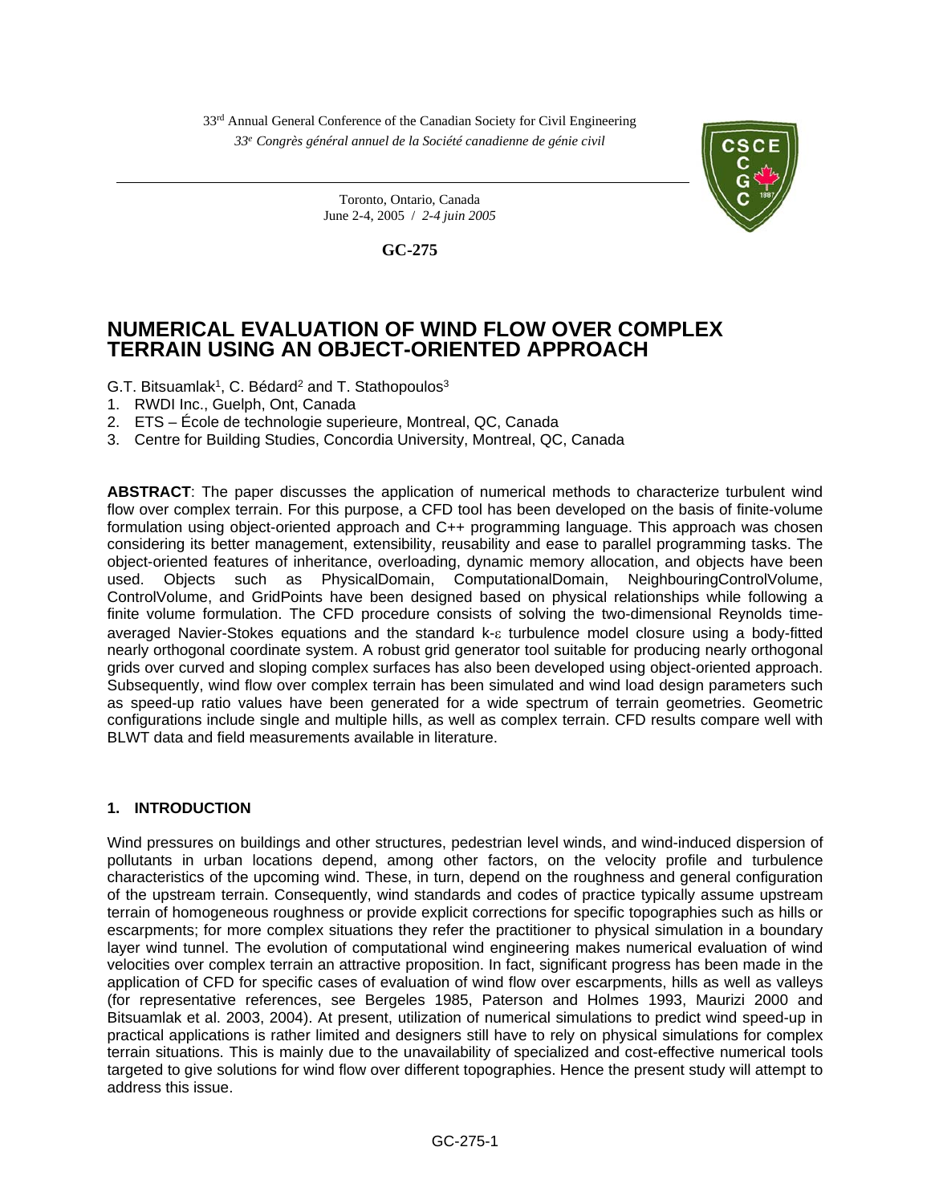33rd Annual General Conference of the Canadian Society for Civil Engineering

*33e Congrès général annuel de la Société canadienne de génie civil*

Toronto, Ontario, Canada
June 2-4, 2005 / *2-4 juin 2005*

**GC-275**

# NUMERICAL EVALUATION OF WIND FLOW OVER COMPLEX TERRAIN USING AN OBJECT-ORIENTED APPROACH

G.T. Bitsuamlak[1], C. Bédard[2] and T. Stathopoulos[3]

1. RWDI Inc., Guelph, Ont, Canada
2. ETS – École de technologie superieure, Montreal, QC, Canada
3. Centre for Building Studies, Concordia University, Montreal, QC, Canada

**ABSTRACT**: The paper discusses the application of numerical methods to characterize turbulent wind flow over complex terrain. For this purpose, a CFD tool has been developed on the basis of finite-volume formulation using object-oriented approach and C++ programming language. This approach was chosen considering its better management, extensibility, reusability and ease to parallel programming tasks. The object-oriented features of inheritance, overloading, dynamic memory allocation, and objects have been used. Objects such as PhysicalDomain, ComputationalDomain, NeighbouringControlVolume, ControlVolume, and GridPoints have been designed based on physical relationships while following a finite volume formulation. The CFD procedure consists of solving the two-dimensional Reynolds time-averaged Navier-Stokes equations and the standard k-$\varepsilon$ turbulence model closure using a body-fitted nearly orthogonal coordinate system. A robust grid generator tool suitable for producing nearly orthogonal grids over curved and sloping complex surfaces has also been developed using object-oriented approach. Subsequently, wind flow over complex terrain has been simulated and wind load design parameters such as speed-up ratio values have been generated for a wide spectrum of terrain geometries. Geometric configurations include single and multiple hills, as well as complex terrain. CFD results compare well with BLWT data and field measurements available in literature.

## 1. INTRODUCTION

Wind pressures on buildings and other structures, pedestrian level winds, and wind-induced dispersion of pollutants in urban locations depend, among other factors, on the velocity profile and turbulence characteristics of the upcoming wind. These, in turn, depend on the roughness and general configuration of the upstream terrain. Consequently, wind standards and codes of practice typically assume upstream terrain of homogeneous roughness or provide explicit corrections for specific topographies such as hills or escarpments; for more complex situations they refer the practitioner to physical simulation in a boundary layer wind tunnel. The evolution of computational wind engineering makes numerical evaluation of wind velocities over complex terrain an attractive proposition. In fact, significant progress has been made in the application of CFD for specific cases of evaluation of wind flow over escarpments, hills as well as valleys (for representative references, see Bergeles 1985, Paterson and Holmes 1993, Maurizi 2000 and Bitsuamlak et al. 2003, 2004). At present, utilization of numerical simulations to predict wind speed-up in practical applications is rather limited and designers still have to rely on physical simulations for complex terrain situations. This is mainly due to the unavailability of specialized and cost-effective numerical tools targeted to give solutions for wind flow over different topographies. Hence the present study will attempt to address this issue.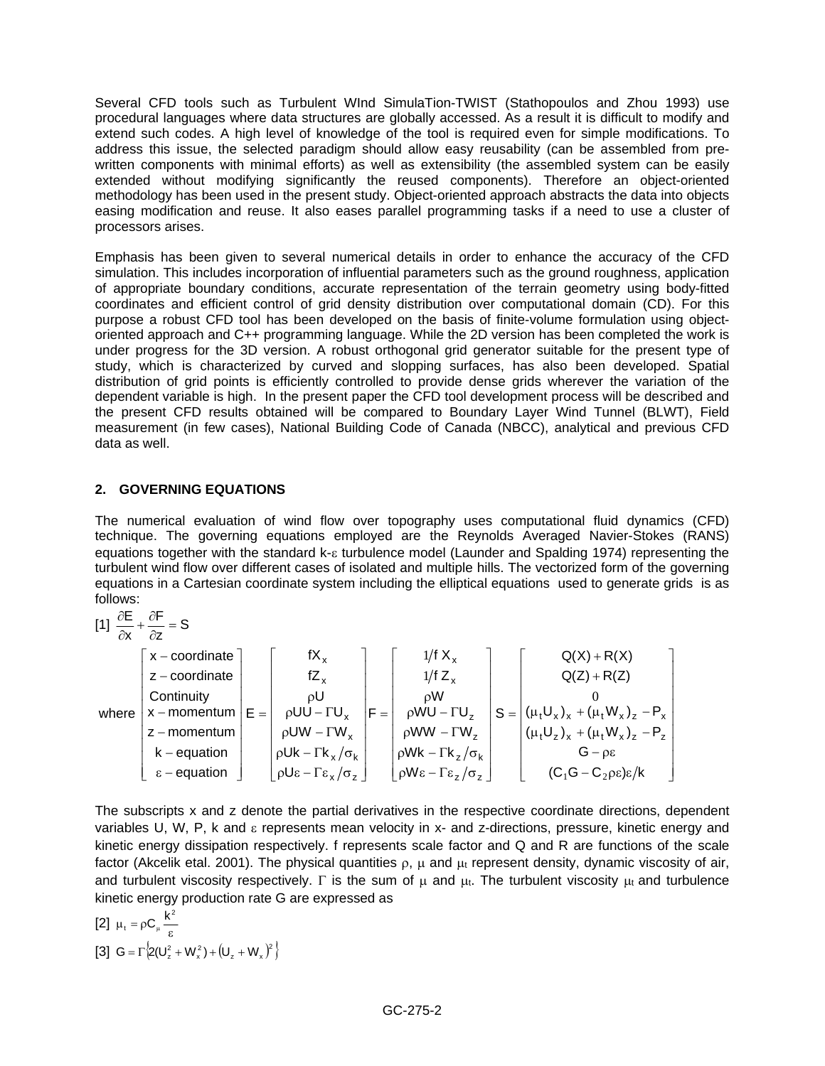Several CFD tools such as Turbulent WInd SimulaTion-TWIST (Stathopoulos and Zhou 1993) use procedural languages where data structures are globally accessed. As a result it is difficult to modify and extend such codes. A high level of knowledge of the tool is required even for simple modifications. To address this issue, the selected paradigm should allow easy reusability (can be assembled from pre-written components with minimal efforts) as well as extensibility (the assembled system can be easily extended without modifying significantly the reused components). Therefore an object-oriented methodology has been used in the present study. Object-oriented approach abstracts the data into objects easing modification and reuse. It also eases parallel programming tasks if a need to use a cluster of processors arises.

Emphasis has been given to several numerical details in order to enhance the accuracy of the CFD simulation. This includes incorporation of influential parameters such as the ground roughness, application of appropriate boundary conditions, accurate representation of the terrain geometry using body-fitted coordinates and efficient control of grid density distribution over computational domain (CD). For this purpose a robust CFD tool has been developed on the basis of finite-volume formulation using object-oriented approach and C++ programming language. While the 2D version has been completed the work is under progress for the 3D version. A robust orthogonal grid generator suitable for the present type of study, which is characterized by curved and slopping surfaces, has also been developed. Spatial distribution of grid points is efficiently controlled to provide dense grids wherever the variation of the dependent variable is high. In the present paper the CFD tool development process will be described and the present CFD results obtained will be compared to Boundary Layer Wind Tunnel (BLWT), Field measurement (in few cases), National Building Code of Canada (NBCC), analytical and previous CFD data as well.

## 2. GOVERNING EQUATIONS

The numerical evaluation of wind flow over topography uses computational fluid dynamics (CFD) technique. The governing equations employed are the Reynolds Averaged Navier-Stokes (RANS) equations together with the standard k-$\varepsilon$ turbulence model (Launder and Spalding 1974) representing the turbulent wind flow over different cases of isolated and multiple hills. The vectorized form of the governing equations in a Cartesian coordinate system including the elliptical equations used to generate grids is as follows:

$$[1]\quad \frac{\partial E}{\partial x} + \frac{\partial F}{\partial z} = S$$

$$\text{where} \begin{bmatrix} x-\text{coordinate} \\ z-\text{coordinate} \\ \text{Continuity} \\ x-\text{momentum} \\ z-\text{momentum} \\ k-\text{equation} \\ \varepsilon-\text{equation} \end{bmatrix} E = \begin{bmatrix} fX_x \\ fZ_x \\ \rho U \\ \rho UU - \Gamma U_x \\ \rho UW - \Gamma W_x \\ \rho Uk - \Gamma k_x/\sigma_k \\ \rho U\varepsilon - \Gamma \varepsilon_x/\sigma_z \end{bmatrix} F = \begin{bmatrix} 1/f\, X_x \\ 1/f\, Z_x \\ \rho W \\ \rho WU - \Gamma U_z \\ \rho WW - \Gamma W_z \\ \rho Wk - \Gamma k_z/\sigma_k \\ \rho W\varepsilon - \Gamma \varepsilon_z/\sigma_z \end{bmatrix} S = \begin{bmatrix} Q(X) + R(X) \\ Q(Z) + R(Z) \\ 0 \\ (\mu_t U_x)_x + (\mu_t W_x)_z - P_x \\ (\mu_t U_z)_x + (\mu_t W_x)_z - P_z \\ G - \rho\varepsilon \\ (C_1 G - C_2 \rho\varepsilon)\varepsilon/k \end{bmatrix}$$

The subscripts x and z denote the partial derivatives in the respective coordinate directions, dependent variables U, W, P, k and $\varepsilon$ represents mean velocity in x- and z-directions, pressure, kinetic energy and kinetic energy dissipation respectively. f represents scale factor and Q and R are functions of the scale factor (Akcelik etal. 2001). The physical quantities $\rho$, $\mu$ and $\mu_t$ represent density, dynamic viscosity of air, and turbulent viscosity respectively. $\Gamma$ is the sum of $\mu$ and $\mu_t$. The turbulent viscosity $\mu_t$ and turbulence kinetic energy production rate G are expressed as

$$[2]\quad \mu_t = \rho C_\mu \frac{k^2}{\varepsilon}$$

$$[3]\quad G = \Gamma\left\{2(U_z^2 + W_x^2) + \left(U_z + W_x\right)^2\right\}$$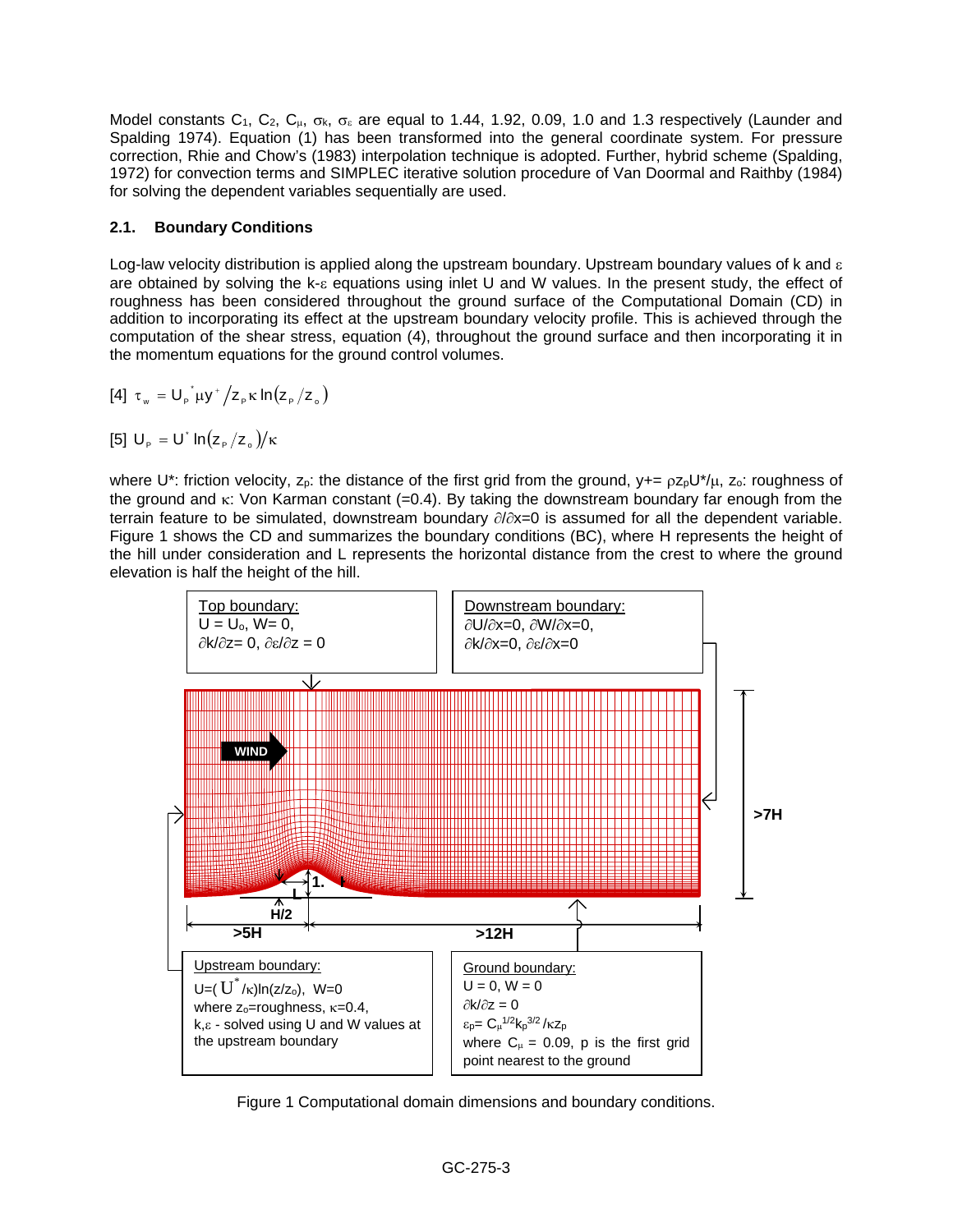Model constants $C_1$, $C_2$, $C_\mu$, $\sigma_k$, $\sigma_\varepsilon$ are equal to 1.44, 1.92, 0.09, 1.0 and 1.3 respectively (Launder and Spalding 1974). Equation (1) has been transformed into the general coordinate system. For pressure correction, Rhie and Chow's (1983) interpolation technique is adopted. Further, hybrid scheme (Spalding, 1972) for convection terms and SIMPLEC iterative solution procedure of Van Doormal and Raithby (1984) for solving the dependent variables sequentially are used.

### 2.1. Boundary Conditions

Log-law velocity distribution is applied along the upstream boundary. Upstream boundary values of k and $\varepsilon$ are obtained by solving the k-$\varepsilon$ equations using inlet U and W values. In the present study, the effect of roughness has been considered throughout the ground surface of the Computational Domain (CD) in addition to incorporating its effect at the upstream boundary velocity profile. This is achieved through the computation of the shear stress, equation (4), throughout the ground surface and then incorporating it in the momentum equations for the ground control volumes.

[4] $\tau_w = U_P^* \mu y^+ / z_P \kappa \ln(z_P / z_o)$

[5] $U_P = U^* \ln(z_P / z_o) / \kappa$

where U*: friction velocity, $z_p$: the distance of the first grid from the ground, $y^+ = \rho z_p U^*/\mu$, $z_o$: roughness of the ground and $\kappa$: Von Karman constant (=0.4). By taking the downstream boundary far enough from the terrain feature to be simulated, downstream boundary $\partial/\partial x=0$ is assumed for all the dependent variable. Figure 1 shows the CD and summarizes the boundary conditions (BC), where H represents the height of the hill under consideration and L represents the horizontal distance from the crest to where the ground elevation is half the height of the hill.

Top boundary:
$U = U_o$, $W = 0$,
$\partial k/\partial z = 0$, $\partial \varepsilon/\partial z = 0$

Downstream boundary:
$\partial U/\partial x=0$, $\partial W/\partial x=0$,
$\partial k/\partial x=0$, $\partial \varepsilon/\partial x=0$

Upstream boundary:
$U=(U^*/\kappa)\ln(z/z_o)$, $W=0$
where $z_o$=roughness, $\kappa$=0.4,
k,$\varepsilon$ - solved using U and W values at the upstream boundary

Ground boundary:
$U = 0$, $W = 0$
$\partial k/\partial z = 0$
$\varepsilon_p = C_\mu^{1/2} k_p^{3/2} / \kappa z_p$
where $C_\mu$ = 0.09, p is the first grid point nearest to the ground

WIND; >7H; >5H; >12H; H/2; L

Figure 1 Computational domain dimensions and boundary conditions.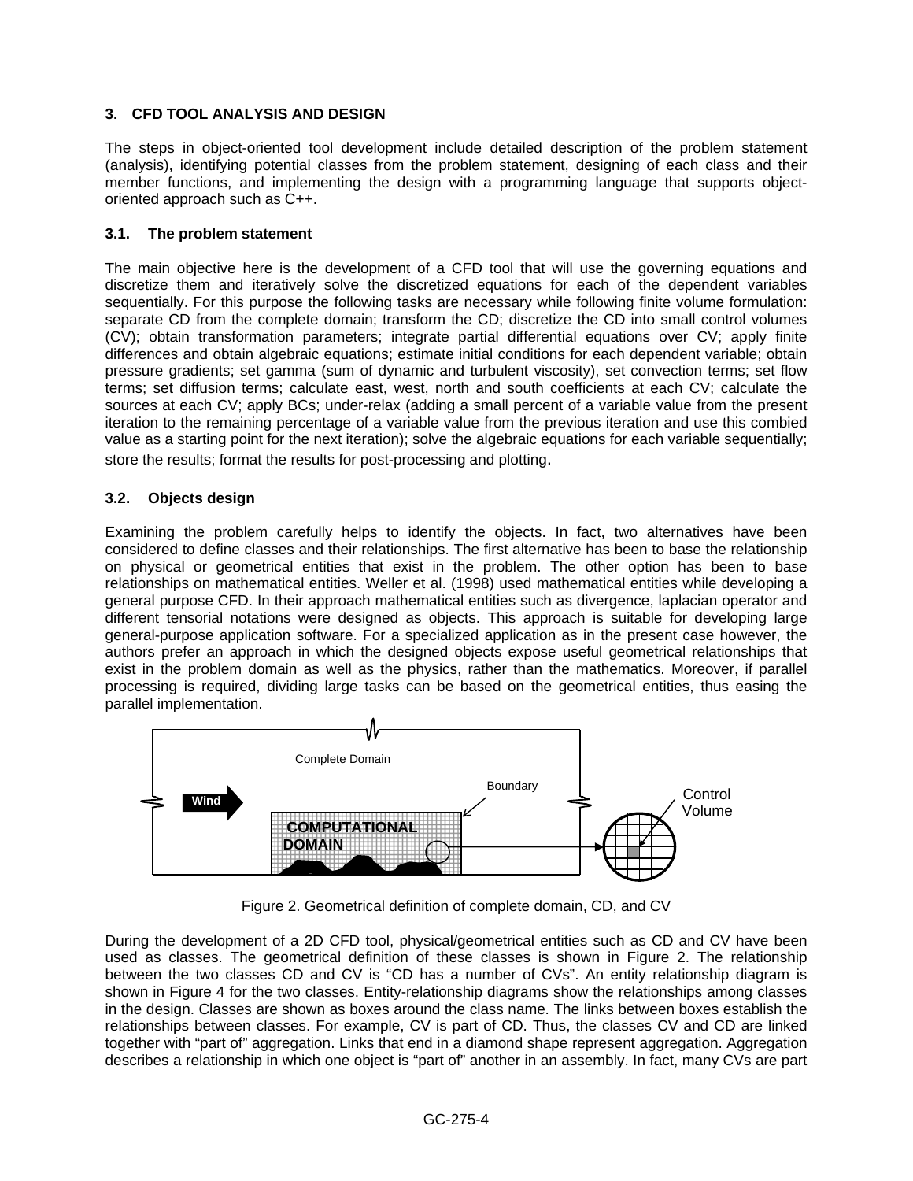## 3. CFD TOOL ANALYSIS AND DESIGN

The steps in object-oriented tool development include detailed description of the problem statement (analysis), identifying potential classes from the problem statement, designing of each class and their member functions, and implementing the design with a programming language that supports object-oriented approach such as C++.

### 3.1. The problem statement

The main objective here is the development of a CFD tool that will use the governing equations and discretize them and iteratively solve the discretized equations for each of the dependent variables sequentially. For this purpose the following tasks are necessary while following finite volume formulation: separate CD from the complete domain; transform the CD; discretize the CD into small control volumes (CV); obtain transformation parameters; integrate partial differential equations over CV; apply finite differences and obtain algebraic equations; estimate initial conditions for each dependent variable; obtain pressure gradients; set gamma (sum of dynamic and turbulent viscosity), set convection terms; set flow terms; set diffusion terms; calculate east, west, north and south coefficients at each CV; calculate the sources at each CV; apply BCs; under-relax (adding a small percent of a variable value from the present iteration to the remaining percentage of a variable value from the previous iteration and use this combied value as a starting point for the next iteration); solve the algebraic equations for each variable sequentially; store the results; format the results for post-processing and plotting.

### 3.2. Objects design

Examining the problem carefully helps to identify the objects. In fact, two alternatives have been considered to define classes and their relationships. The first alternative has been to base the relationship on physical or geometrical entities that exist in the problem. The other option has been to base relationships on mathematical entities. Weller et al. (1998) used mathematical entities while developing a general purpose CFD. In their approach mathematical entities such as divergence, laplacian operator and different tensorial notations were designed as objects. This approach is suitable for developing large general-purpose application software. For a specialized application as in the present case however, the authors prefer an approach in which the designed objects expose useful geometrical relationships that exist in the problem domain as well as the physics, rather than the mathematics. Moreover, if parallel processing is required, dividing large tasks can be based on the geometrical entities, thus easing the parallel implementation.

Complete Domain

Wind

Boundary

COMPUTATIONAL DOMAIN

Control Volume

Figure 2. Geometrical definition of complete domain, CD, and CV

During the development of a 2D CFD tool, physical/geometrical entities such as CD and CV have been used as classes. The geometrical definition of these classes is shown in Figure 2. The relationship between the two classes CD and CV is "CD has a number of CVs". An entity relationship diagram is shown in Figure 4 for the two classes. Entity-relationship diagrams show the relationships among classes in the design. Classes are shown as boxes around the class name. The links between boxes establish the relationships between classes. For example, CV is part of CD. Thus, the classes CV and CD are linked together with "part of" aggregation. Links that end in a diamond shape represent aggregation. Aggregation describes a relationship in which one object is "part of" another in an assembly. In fact, many CVs are part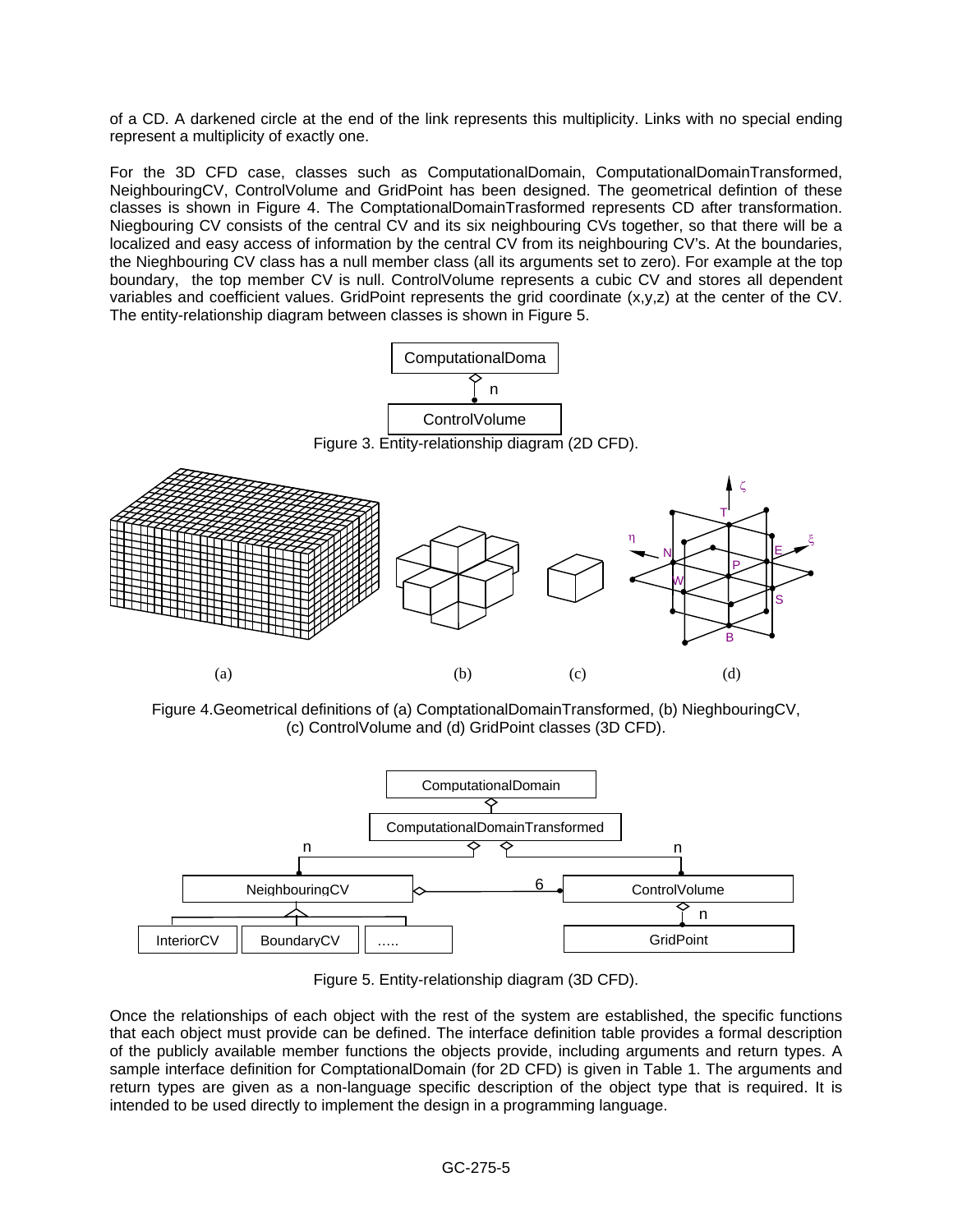of a CD. A darkened circle at the end of the link represents this multiplicity. Links with no special ending represent a multiplicity of exactly one.

For the 3D CFD case, classes such as ComputationalDomain, ComputationalDomainTransformed, NeighbouringCV, ControlVolume and GridPoint has been designed. The geometrical defintion of these classes is shown in Figure 4. The ComptationalDomainTrasformed represents CD after transformation. Niegbouring CV consists of the central CV and its six neighbouring CVs together, so that there will be a localized and easy access of information by the central CV from its neighbouring CV's. At the boundaries, the Nieghbouring CV class has a null member class (all its arguments set to zero). For example at the top boundary, the top member CV is null. ControlVolume represents a cubic CV and stores all dependent variables and coefficient values. GridPoint represents the grid coordinate (x,y,z) at the center of the CV. The entity-relationship diagram between classes is shown in Figure 5.

Figure 3. Entity-relationship diagram (2D CFD).

Figure 4.Geometrical definitions of (a) ComptationalDomainTransformed, (b) NieghbouringCV, (c) ControlVolume and (d) GridPoint classes (3D CFD).

Figure 5. Entity-relationship diagram (3D CFD).

Once the relationships of each object with the rest of the system are established, the specific functions that each object must provide can be defined. The interface definition table provides a formal description of the publicly available member functions the objects provide, including arguments and return types. A sample interface definition for ComptationalDomain (for 2D CFD) is given in Table 1. The arguments and return types are given as a non-language specific description of the object type that is required. It is intended to be used directly to implement the design in a programming language.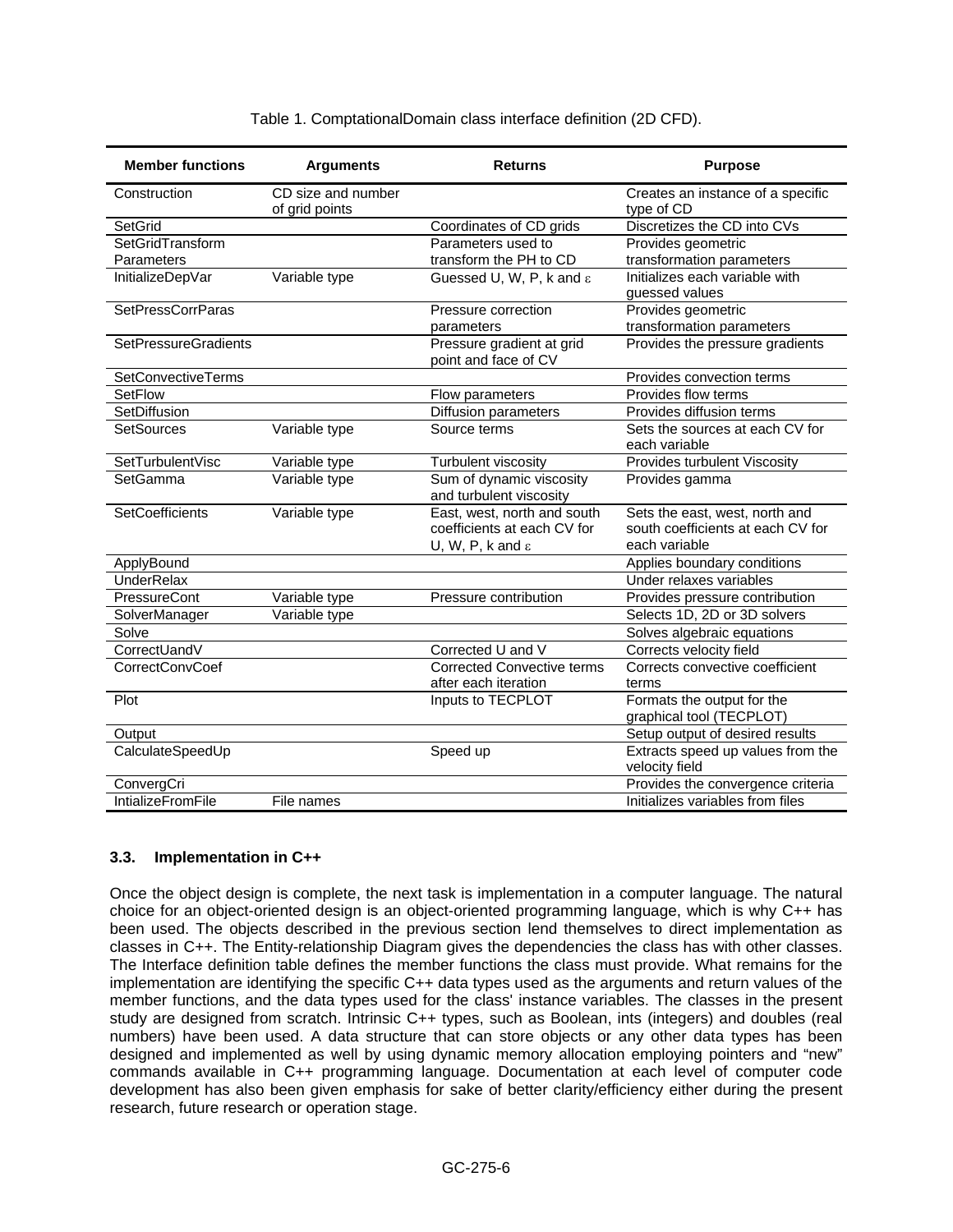Table 1. ComptationalDomain class interface definition (2D CFD).

| Member functions | Arguments | Returns | Purpose |
|---|---|---|---|
| Construction | CD size and number of grid points | | Creates an instance of a specific type of CD |
| SetGrid | | Coordinates of CD grids | Discretizes the CD into CVs |
| SetGridTransform Parameters | | Parameters used to transform the PH to CD | Provides geometric transformation parameters |
| InitializeDepVar | Variable type | Guessed U, W, P, k and $\varepsilon$ | Initializes each variable with guessed values |
| SetPressCorrParas | | Pressure correction parameters | Provides geometric transformation parameters |
| SetPressureGradients | | Pressure gradient at grid point and face of CV | Provides the pressure gradients |
| SetConvectiveTerms | | | Provides convection terms |
| SetFlow | | Flow parameters | Provides flow terms |
| SetDiffusion | | Diffusion parameters | Provides diffusion terms |
| SetSources | Variable type | Source terms | Sets the sources at each CV for each variable |
| SetTurbulentVisc | Variable type | Turbulent viscosity | Provides turbulent Viscosity |
| SetGamma | Variable type | Sum of dynamic viscosity and turbulent viscosity | Provides gamma |
| SetCoefficients | Variable type | East, west, north and south coefficients at each CV for U, W, P, k and $\varepsilon$ | Sets the east, west, north and south coefficients at each CV for each variable |
| ApplyBound | | | Applies boundary conditions |
| UnderRelax | | | Under relaxes variables |
| PressureCont | Variable type | Pressure contribution | Provides pressure contribution |
| SolverManager | Variable type | | Selects 1D, 2D or 3D solvers |
| Solve | | | Solves algebraic equations |
| CorrectUandV | | Corrected U and V | Corrects velocity field |
| CorrectConvCoef | | Corrected Convective terms after each iteration | Corrects convective coefficient terms |
| Plot | | Inputs to TECPLOT | Formats the output for the graphical tool (TECPLOT) |
| Output | | | Setup output of desired results |
| CalculateSpeedUp | | Speed up | Extracts speed up values from the velocity field |
| ConvergCri | | | Provides the convergence criteria |
| IntializeFromFile | File names | | Initializes variables from files |

### 3.3. Implementation in C++

Once the object design is complete, the next task is implementation in a computer language. The natural choice for an object-oriented design is an object-oriented programming language, which is why C++ has been used. The objects described in the previous section lend themselves to direct implementation as classes in C++. The Entity-relationship Diagram gives the dependencies the class has with other classes. The Interface definition table defines the member functions the class must provide. What remains for the implementation are identifying the specific C++ data types used as the arguments and return values of the member functions, and the data types used for the class' instance variables. The classes in the present study are designed from scratch. Intrinsic C++ types, such as Boolean, ints (integers) and doubles (real numbers) have been used. A data structure that can store objects or any other data types has been designed and implemented as well by using dynamic memory allocation employing pointers and "new" commands available in C++ programming language. Documentation at each level of computer code development has also been given emphasis for sake of better clarity/efficiency either during the present research, future research or operation stage.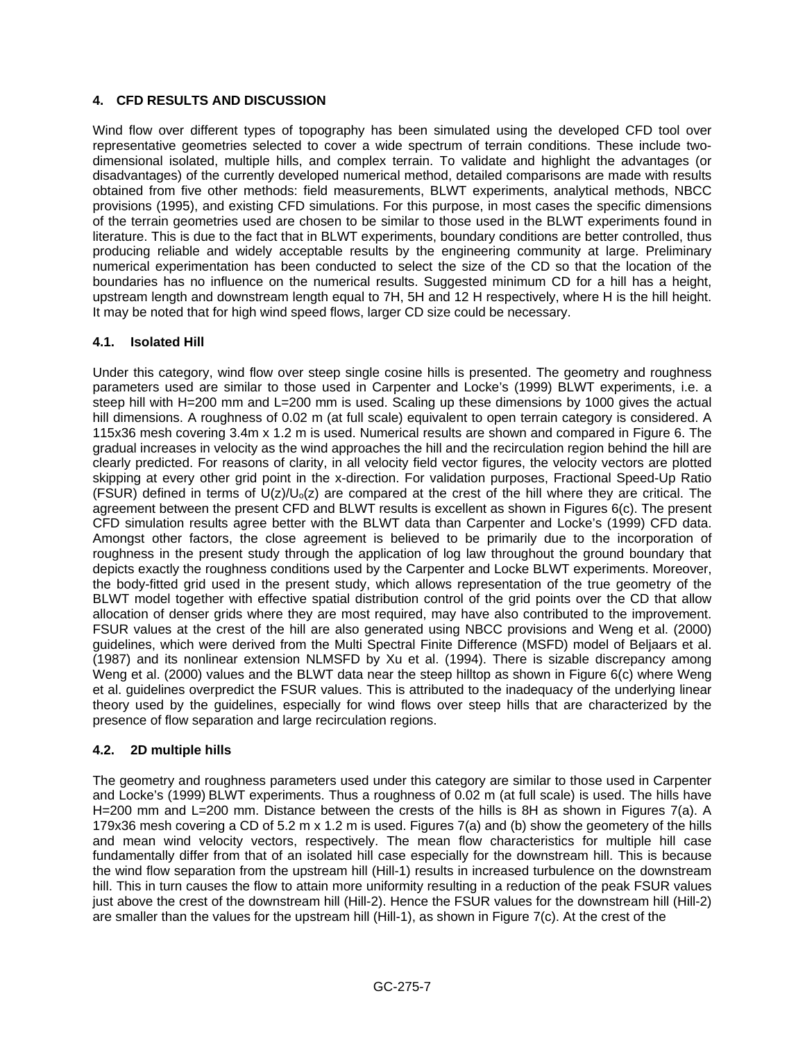## 4. CFD RESULTS AND DISCUSSION

Wind flow over different types of topography has been simulated using the developed CFD tool over representative geometries selected to cover a wide spectrum of terrain conditions. These include two-dimensional isolated, multiple hills, and complex terrain. To validate and highlight the advantages (or disadvantages) of the currently developed numerical method, detailed comparisons are made with results obtained from five other methods: field measurements, BLWT experiments, analytical methods, NBCC provisions (1995), and existing CFD simulations. For this purpose, in most cases the specific dimensions of the terrain geometries used are chosen to be similar to those used in the BLWT experiments found in literature. This is due to the fact that in BLWT experiments, boundary conditions are better controlled, thus producing reliable and widely acceptable results by the engineering community at large. Preliminary numerical experimentation has been conducted to select the size of the CD so that the location of the boundaries has no influence on the numerical results. Suggested minimum CD for a hill has a height, upstream length and downstream length equal to 7H, 5H and 12 H respectively, where H is the hill height. It may be noted that for high wind speed flows, larger CD size could be necessary.

### 4.1. Isolated Hill

Under this category, wind flow over steep single cosine hills is presented. The geometry and roughness parameters used are similar to those used in Carpenter and Locke's (1999) BLWT experiments, i.e. a steep hill with H=200 mm and L=200 mm is used. Scaling up these dimensions by 1000 gives the actual hill dimensions. A roughness of 0.02 m (at full scale) equivalent to open terrain category is considered. A 115x36 mesh covering 3.4m x 1.2 m is used. Numerical results are shown and compared in Figure 6. The gradual increases in velocity as the wind approaches the hill and the recirculation region behind the hill are clearly predicted. For reasons of clarity, in all velocity field vector figures, the velocity vectors are plotted skipping at every other grid point in the x-direction. For validation purposes, Fractional Speed-Up Ratio (FSUR) defined in terms of $U(z)/U_o(z)$ are compared at the crest of the hill where they are critical. The agreement between the present CFD and BLWT results is excellent as shown in Figures 6(c). The present CFD simulation results agree better with the BLWT data than Carpenter and Locke's (1999) CFD data. Amongst other factors, the close agreement is believed to be primarily due to the incorporation of roughness in the present study through the application of log law throughout the ground boundary that depicts exactly the roughness conditions used by the Carpenter and Locke BLWT experiments. Moreover, the body-fitted grid used in the present study, which allows representation of the true geometry of the BLWT model together with effective spatial distribution control of the grid points over the CD that allow allocation of denser grids where they are most required, may have also contributed to the improvement. FSUR values at the crest of the hill are also generated using NBCC provisions and Weng et al. (2000) guidelines, which were derived from the Multi Spectral Finite Difference (MSFD) model of Beljaars et al. (1987) and its nonlinear extension NLMSFD by Xu et al. (1994). There is sizable discrepancy among Weng et al. (2000) values and the BLWT data near the steep hilltop as shown in Figure 6(c) where Weng et al. guidelines overpredict the FSUR values. This is attributed to the inadequacy of the underlying linear theory used by the guidelines, especially for wind flows over steep hills that are characterized by the presence of flow separation and large recirculation regions.

### 4.2. 2D multiple hills

The geometry and roughness parameters used under this category are similar to those used in Carpenter and Locke's (1999) BLWT experiments. Thus a roughness of 0.02 m (at full scale) is used. The hills have H=200 mm and L=200 mm. Distance between the crests of the hills is 8H as shown in Figures 7(a). A 179x36 mesh covering a CD of 5.2 m x 1.2 m is used. Figures 7(a) and (b) show the geometery of the hills and mean wind velocity vectors, respectively. The mean flow characteristics for multiple hill case fundamentally differ from that of an isolated hill case especially for the downstream hill. This is because the wind flow separation from the upstream hill (Hill-1) results in increased turbulence on the downstream hill. This in turn causes the flow to attain more uniformity resulting in a reduction of the peak FSUR values just above the crest of the downstream hill (Hill-2). Hence the FSUR values for the downstream hill (Hill-2) are smaller than the values for the upstream hill (Hill-1), as shown in Figure 7(c). At the crest of the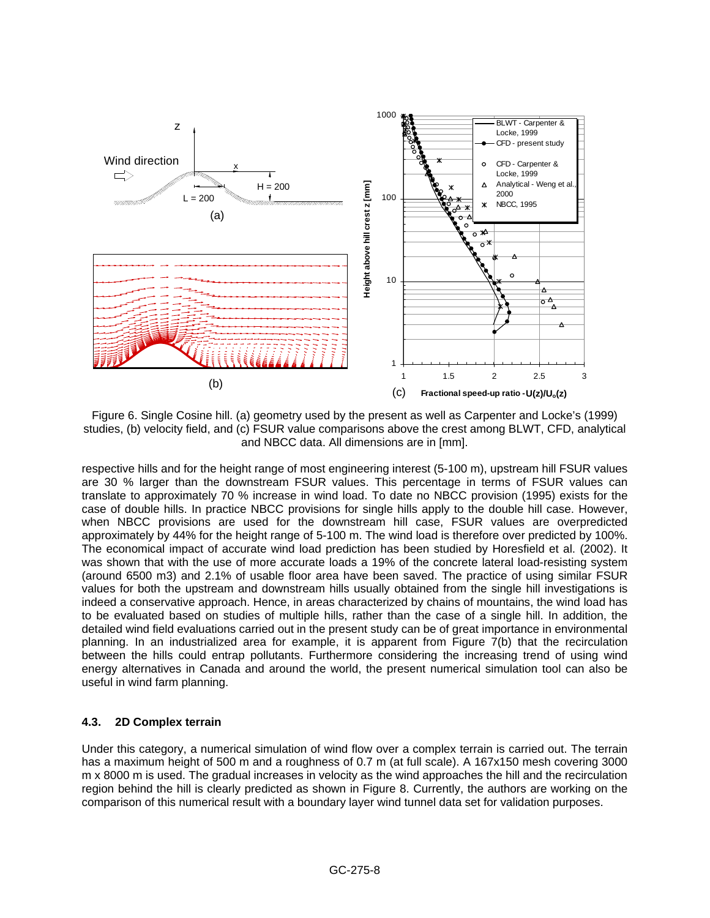Figure 6. Single Cosine hill. (a) geometry used by the present as well as Carpenter and Locke's (1999) studies, (b) velocity field, and (c) FSUR value comparisons above the crest among BLWT, CFD, analytical and NBCC data. All dimensions are in [mm].

respective hills and for the height range of most engineering interest (5-100 m), upstream hill FSUR values are 30 % larger than the downstream FSUR values. This percentage in terms of FSUR values can translate to approximately 70 % increase in wind load. To date no NBCC provision (1995) exists for the case of double hills. In practice NBCC provisions for single hills apply to the double hill case. However, when NBCC provisions are used for the downstream hill case, FSUR values are overpredicted approximately by 44% for the height range of 5-100 m. The wind load is therefore over predicted by 100%. The economical impact of accurate wind load prediction has been studied by Horesfield et al. (2002). It was shown that with the use of more accurate loads a 19% of the concrete lateral load-resisting system (around 6500 m3) and 2.1% of usable floor area have been saved. The practice of using similar FSUR values for both the upstream and downstream hills usually obtained from the single hill investigations is indeed a conservative approach. Hence, in areas characterized by chains of mountains, the wind load has to be evaluated based on studies of multiple hills, rather than the case of a single hill. In addition, the detailed wind field evaluations carried out in the present study can be of great importance in environmental planning. In an industrialized area for example, it is apparent from Figure 7(b) that the recirculation between the hills could entrap pollutants. Furthermore considering the increasing trend of using wind energy alternatives in Canada and around the world, the present numerical simulation tool can also be useful in wind farm planning.

### 4.3. 2D Complex terrain

Under this category, a numerical simulation of wind flow over a complex terrain is carried out. The terrain has a maximum height of 500 m and a roughness of 0.7 m (at full scale). A 167x150 mesh covering 3000 m x 8000 m is used. The gradual increases in velocity as the wind approaches the hill and the recirculation region behind the hill is clearly predicted as shown in Figure 8. Currently, the authors are working on the comparison of this numerical result with a boundary layer wind tunnel data set for validation purposes.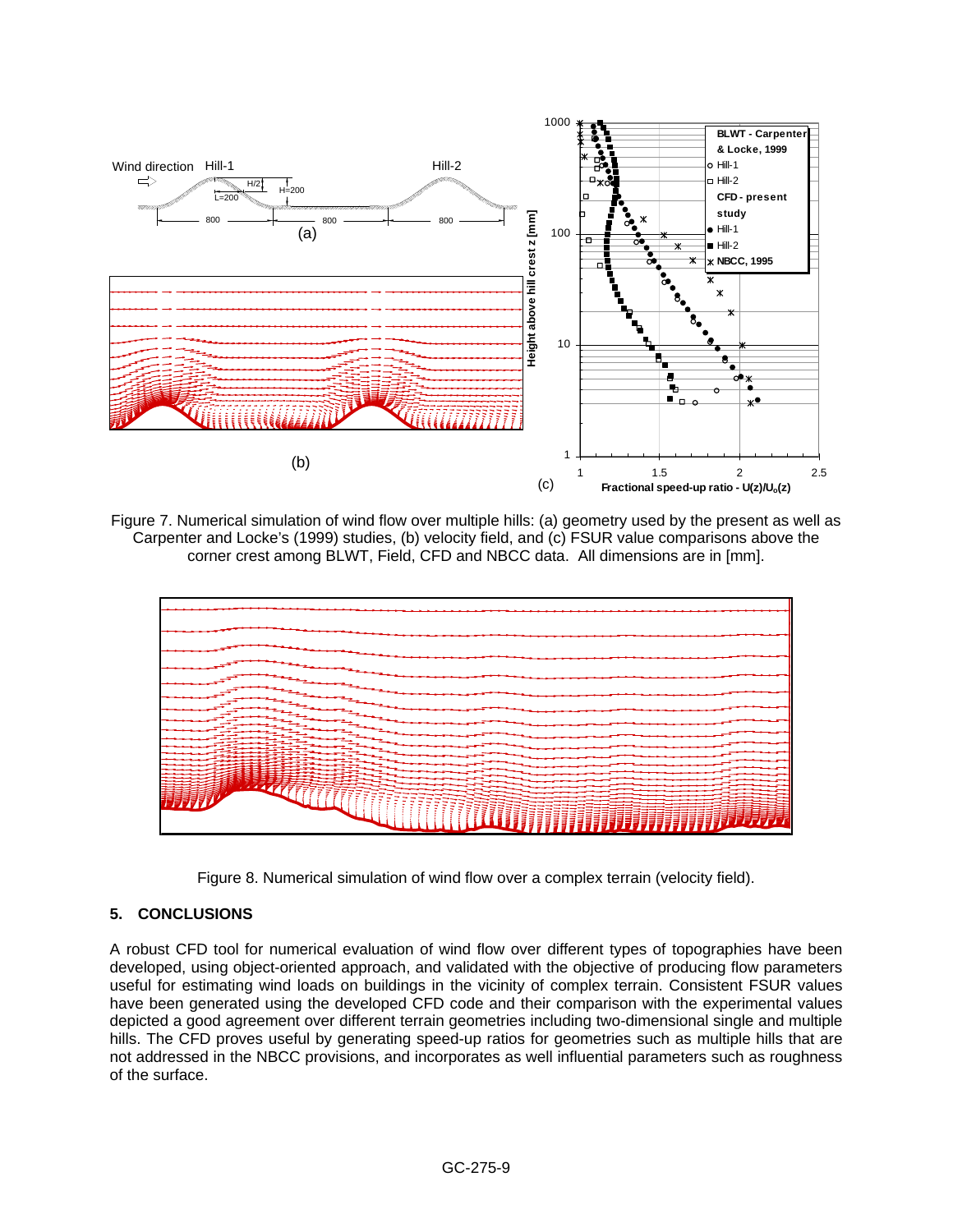Figure 7. Numerical simulation of wind flow over multiple hills: (a) geometry used by the present as well as Carpenter and Locke's (1999) studies, (b) velocity field, and (c) FSUR value comparisons above the corner crest among BLWT, Field, CFD and NBCC data. All dimensions are in [mm].

Figure 8. Numerical simulation of wind flow over a complex terrain (velocity field).

## 5. CONCLUSIONS

A robust CFD tool for numerical evaluation of wind flow over different types of topographies have been developed, using object-oriented approach, and validated with the objective of producing flow parameters useful for estimating wind loads on buildings in the vicinity of complex terrain. Consistent FSUR values have been generated using the developed CFD code and their comparison with the experimental values depicted a good agreement over different terrain geometries including two-dimensional single and multiple hills. The CFD proves useful by generating speed-up ratios for geometries such as multiple hills that are not addressed in the NBCC provisions, and incorporates as well influential parameters such as roughness of the surface.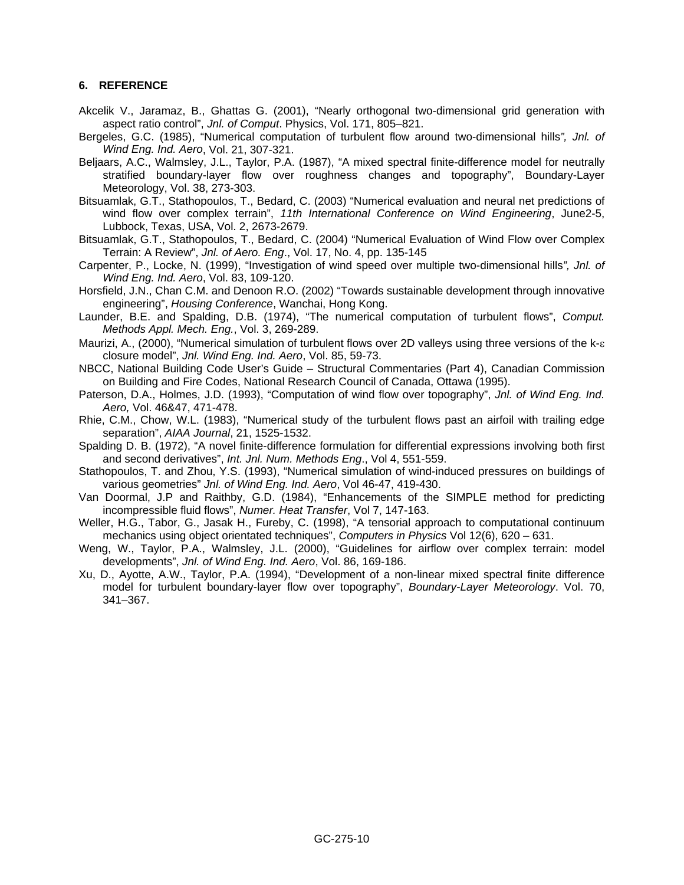### 6. REFERENCE

Akcelik V., Jaramaz, B., Ghattas G. (2001), "Nearly orthogonal two-dimensional grid generation with aspect ratio control", *Jnl. of Comput*. Physics, Vol. 171, 805–821.

Bergeles, G.C. (1985), "Numerical computation of turbulent flow around two-dimensional hills*", Jnl. of Wind Eng. Ind. Aero*, Vol. 21, 307-321.

Beljaars, A.C., Walmsley, J.L., Taylor, P.A. (1987), "A mixed spectral finite-difference model for neutrally stratified boundary-layer flow over roughness changes and topography", Boundary-Layer Meteorology, Vol. 38, 273-303.

Bitsuamlak, G.T., Stathopoulos, T., Bedard, C. (2003) "Numerical evaluation and neural net predictions of wind flow over complex terrain", *11th International Conference on Wind Engineering*, June2-5, Lubbock, Texas, USA, Vol. 2, 2673-2679.

Bitsuamlak, G.T., Stathopoulos, T., Bedard, C. (2004) "Numerical Evaluation of Wind Flow over Complex Terrain: A Review", *Jnl. of Aero. Eng*., Vol. 17, No. 4, pp. 135-145

Carpenter, P., Locke, N. (1999), "Investigation of wind speed over multiple two-dimensional hills*", Jnl. of Wind Eng. Ind. Aero*, Vol. 83, 109-120.

Horsfield, J.N., Chan C.M. and Denoon R.O. (2002) "Towards sustainable development through innovative engineering", *Housing Conference*, Wanchai, Hong Kong.

Launder, B.E. and Spalding, D.B. (1974), "The numerical computation of turbulent flows", *Comput. Methods Appl. Mech. Eng.*, Vol. 3, 269-289.

Maurizi, A., (2000), "Numerical simulation of turbulent flows over 2D valleys using three versions of the k-$\varepsilon$ closure model", *Jnl. Wind Eng. Ind. Aero*, Vol. 85, 59-73.

NBCC, National Building Code User's Guide – Structural Commentaries (Part 4), Canadian Commission on Building and Fire Codes, National Research Council of Canada, Ottawa (1995).

Paterson, D.A., Holmes, J.D. (1993), "Computation of wind flow over topography", *Jnl. of Wind Eng. Ind. Aero,* Vol. 46&47, 471-478.

Rhie, C.M., Chow, W.L. (1983), "Numerical study of the turbulent flows past an airfoil with trailing edge separation", *AIAA Journal*, 21, 1525-1532.

Spalding D. B. (1972), "A novel finite-difference formulation for differential expressions involving both first and second derivatives", *Int. Jnl. Num. Methods Eng*., Vol 4, 551-559.

Stathopoulos, T. and Zhou, Y.S. (1993), "Numerical simulation of wind-induced pressures on buildings of various geometries" *Jnl. of Wind Eng. Ind. Aero*, Vol 46-47, 419-430.

Van Doormal, J.P and Raithby, G.D. (1984), "Enhancements of the SIMPLE method for predicting incompressible fluid flows", *Numer. Heat Transfer*, Vol 7, 147-163.

Weller, H.G., Tabor, G., Jasak H., Fureby, C. (1998), "A tensorial approach to computational continuum mechanics using object orientated techniques", *Computers in Physics* Vol 12(6), 620 – 631.

Weng, W., Taylor, P.A., Walmsley, J.L. (2000), "Guidelines for airflow over complex terrain: model developments", *Jnl. of Wind Eng. Ind. Aero*, Vol. 86, 169-186.

Xu, D., Ayotte, A.W., Taylor, P.A. (1994), "Development of a non-linear mixed spectral finite difference model for turbulent boundary-layer flow over topography", *Boundary-Layer Meteorology*. Vol. 70, 341–367.